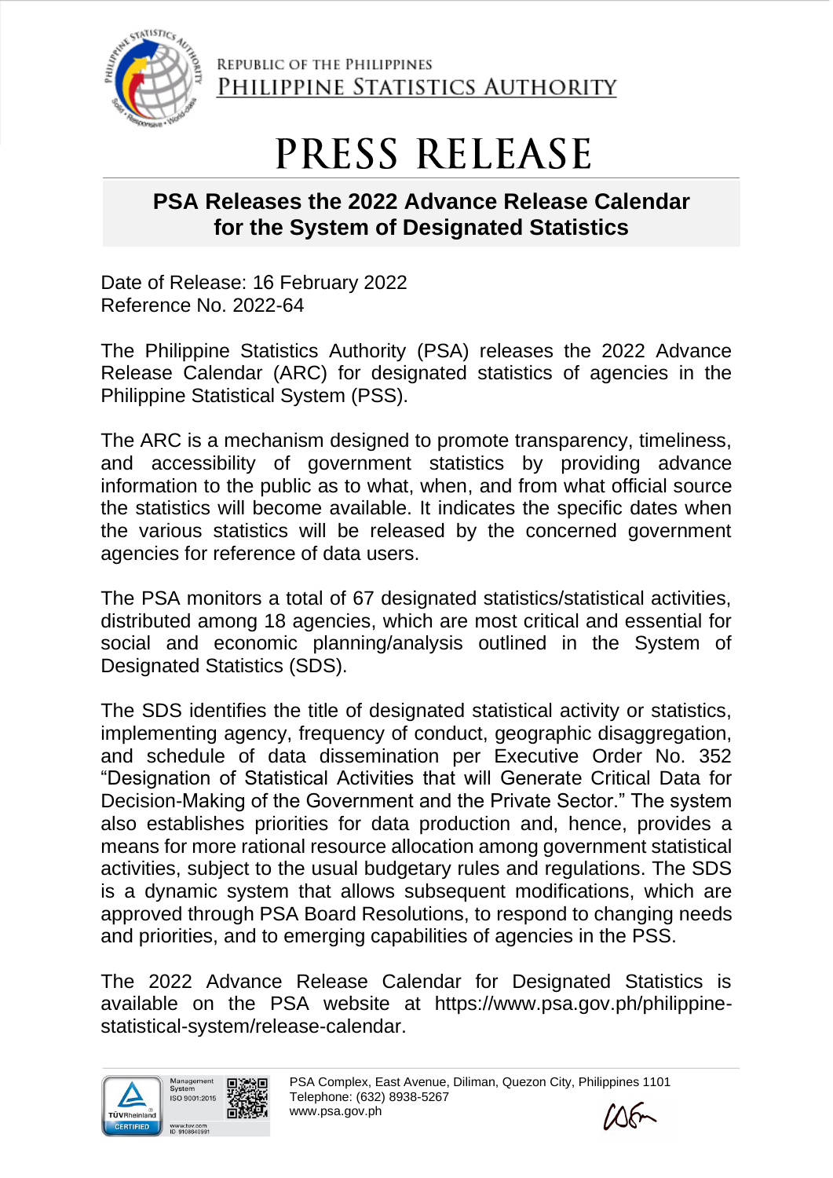REPUBLIC OF THE PHILIPPINES
PHILIPPINE STATISTICS AUTHORITY

# PRESS RELEASE

## PSA Releases the 2022 Advance Release Calendar for the System of Designated Statistics

Date of Release: 16 February 2022
Reference No. 2022-64

The Philippine Statistics Authority (PSA) releases the 2022 Advance Release Calendar (ARC) for designated statistics of agencies in the Philippine Statistical System (PSS).

The ARC is a mechanism designed to promote transparency, timeliness, and accessibility of government statistics by providing advance information to the public as to what, when, and from what official source the statistics will become available. It indicates the specific dates when the various statistics will be released by the concerned government agencies for reference of data users.

The PSA monitors a total of 67 designated statistics/statistical activities, distributed among 18 agencies, which are most critical and essential for social and economic planning/analysis outlined in the System of Designated Statistics (SDS).

The SDS identifies the title of designated statistical activity or statistics, implementing agency, frequency of conduct, geographic disaggregation, and schedule of data dissemination per Executive Order No. 352 "Designation of Statistical Activities that will Generate Critical Data for Decision-Making of the Government and the Private Sector." The system also establishes priorities for data production and, hence, provides a means for more rational resource allocation among government statistical activities, subject to the usual budgetary rules and regulations. The SDS is a dynamic system that allows subsequent modifications, which are approved through PSA Board Resolutions, to respond to changing needs and priorities, and to emerging capabilities of agencies in the PSS.

The 2022 Advance Release Calendar for Designated Statistics is available on the PSA website at https://www.psa.gov.ph/philippine-statistical-system/release-calendar.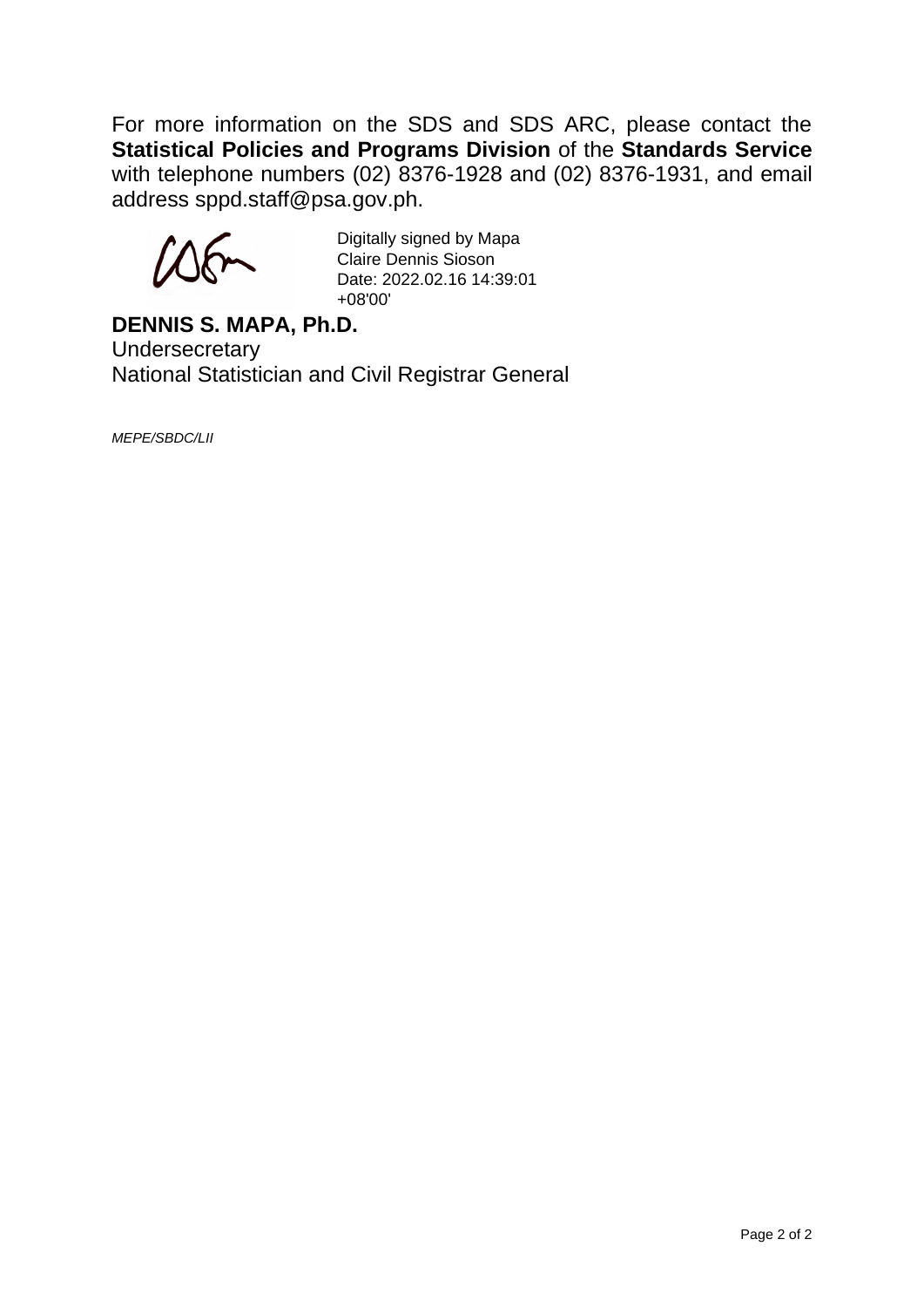For more information on the SDS and SDS ARC, please contact the **Statistical Policies and Programs Division** of the **Standards Service** with telephone numbers (02) 8376-1928 and (02) 8376-1931, and email address sppd.staff@psa.gov.ph.

Digitally signed by Mapa Claire Dennis Sioson
Date: 2022.02.16 14:39:01 +08'00'

**DENNIS S. MAPA, Ph.D.**
Undersecretary
National Statistician and Civil Registrar General

*MEPE/SBDC/LII*